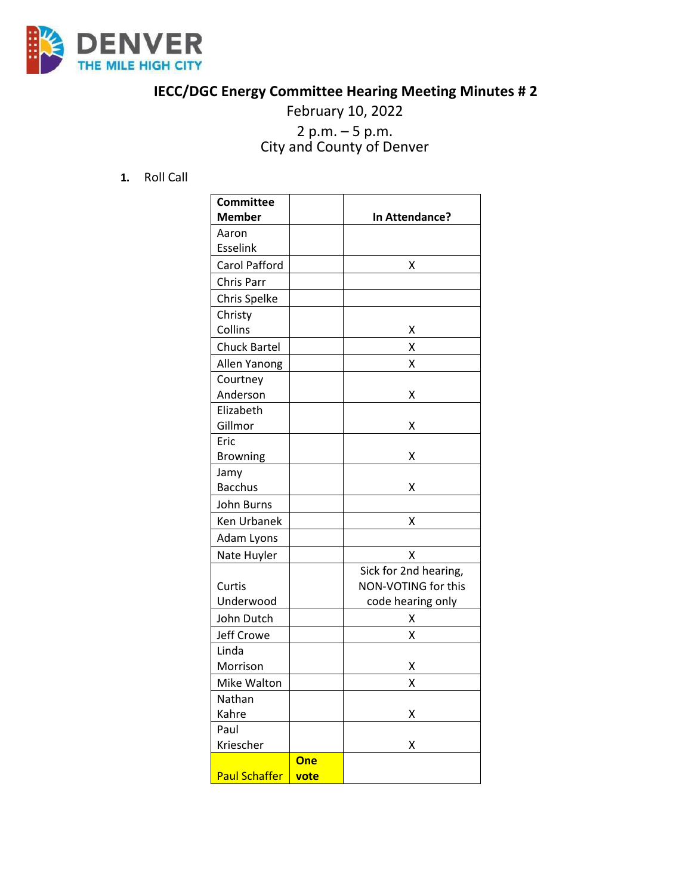DENVER
THE MILE HIGH CITY

# IECC/DGC Energy Committee Hearing Meeting Minutes # 2

February 10, 2022

2 p.m. – 5 p.m.
City and County of Denver

1. Roll Call

| Committee Member | | In Attendance? |
|---|---|---|
| Aaron Esselink | | |
| Carol Pafford | | X |
| Chris Parr | | |
| Chris Spelke | | |
| Christy Collins | | X |
| Chuck Bartel | | X |
| Allen Yanong | | X |
| Courtney Anderson | | X |
| Elizabeth Gillmor | | X |
| Eric Browning | | X |
| Jamy Bacchus | | X |
| John Burns | | |
| Ken Urbanek | | X |
| Adam Lyons | | |
| Nate Huyler | | X |
| Curtis Underwood | | Sick for 2nd hearing, NON-VOTING for this code hearing only |
| John Dutch | | X |
| Jeff Crowe | | X |
| Linda Morrison | | X |
| Mike Walton | | X |
| Nathan Kahre | | X |
| Paul Kriescher | | X |
| Paul Schaffer | **One vote** | |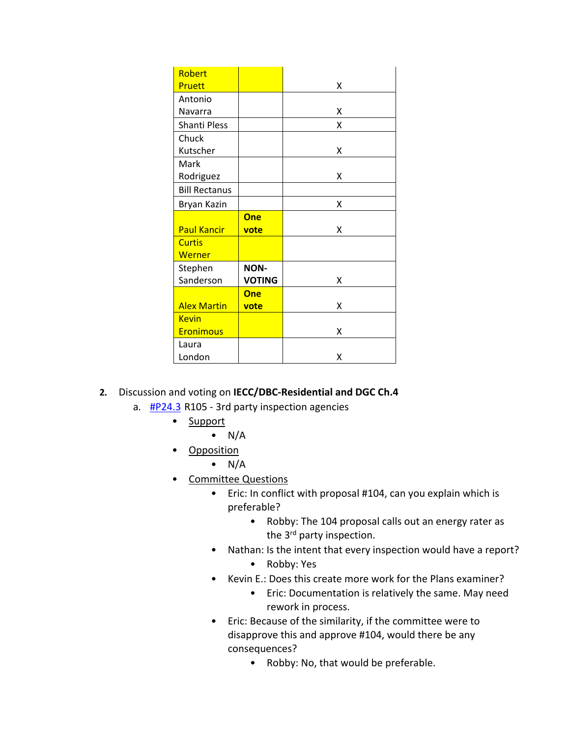| | | |
|---|---|---|
| Robert Pruett | | X |
| Antonio Navarra | | X |
| Shanti Pless | | X |
| Chuck Kutscher | | X |
| Mark Rodriguez | | X |
| Bill Rectanus | | |
| Bryan Kazin | | X |
| Paul Kancir | **One vote** | X |
| Curtis Werner | | |
| Stephen Sanderson | **NON-VOTING** | X |
| Alex Martin | **One vote** | X |
| Kevin Eronimous | | X |
| Laura London | | X |

2. Discussion and voting on **IECC/DBC-Residential and DGC Ch.4**
   a. #P24.3 R105 - 3rd party inspection agencies
      - Support
        - N/A
      - Opposition
        - N/A
      - Committee Questions
        - Eric: In conflict with proposal #104, can you explain which is preferable?
          - Robby: The 104 proposal calls out an energy rater as the 3rd party inspection.
        - Nathan: Is the intent that every inspection would have a report?
          - Robby: Yes
        - Kevin E.: Does this create more work for the Plans examiner?
          - Eric: Documentation is relatively the same. May need rework in process.
        - Eric: Because of the similarity, if the committee were to disapprove this and approve #104, would there be any consequences?
          - Robby: No, that would be preferable.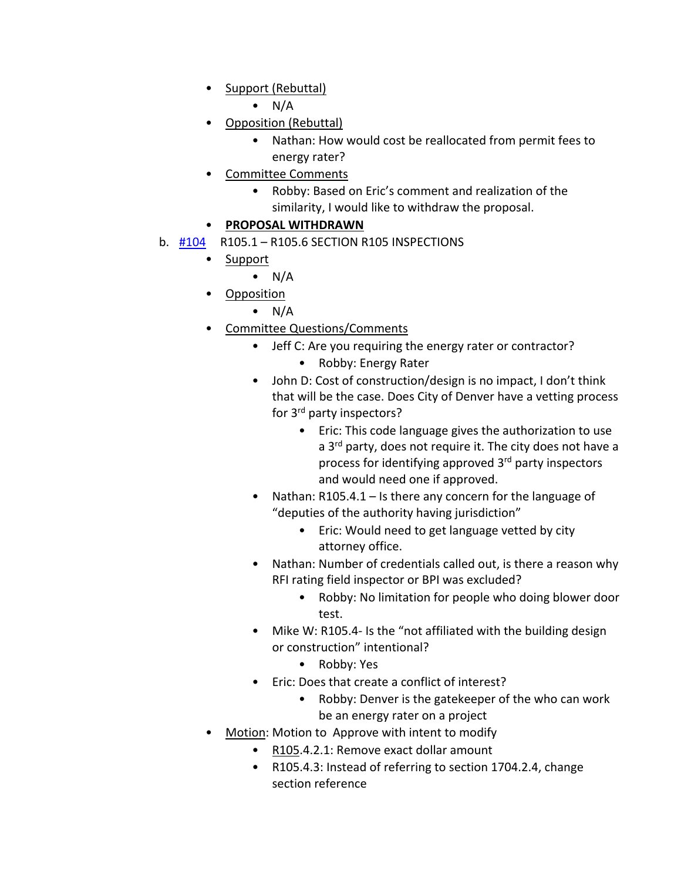- Support (Rebuttal)
  - N/A
- Opposition (Rebuttal)
  - Nathan: How would cost be reallocated from permit fees to energy rater?
- Committee Comments
  - Robby: Based on Eric's comment and realization of the similarity, I would like to withdraw the proposal.
- **PROPOSAL WITHDRAWN**

b. #104 R105.1 – R105.6 SECTION R105 INSPECTIONS

- Support
  - N/A
- Opposition
  - N/A
- Committee Questions/Comments
  - Jeff C: Are you requiring the energy rater or contractor?
    - Robby: Energy Rater
  - John D: Cost of construction/design is no impact, I don't think that will be the case. Does City of Denver have a vetting process for 3rd party inspectors?
    - Eric: This code language gives the authorization to use a 3rd party, does not require it. The city does not have a process for identifying approved 3rd party inspectors and would need one if approved.
  - Nathan: R105.4.1 – Is there any concern for the language of "deputies of the authority having jurisdiction"
    - Eric: Would need to get language vetted by city attorney office.
  - Nathan: Number of credentials called out, is there a reason why RFI rating field inspector or BPI was excluded?
    - Robby: No limitation for people who doing blower door test.
  - Mike W: R105.4- Is the "not affiliated with the building design or construction" intentional?
    - Robby: Yes
  - Eric: Does that create a conflict of interest?
    - Robby: Denver is the gatekeeper of the who can work be an energy rater on a project
- Motion: Motion to Approve with intent to modify
  - R105.4.2.1: Remove exact dollar amount
  - R105.4.3: Instead of referring to section 1704.2.4, change section reference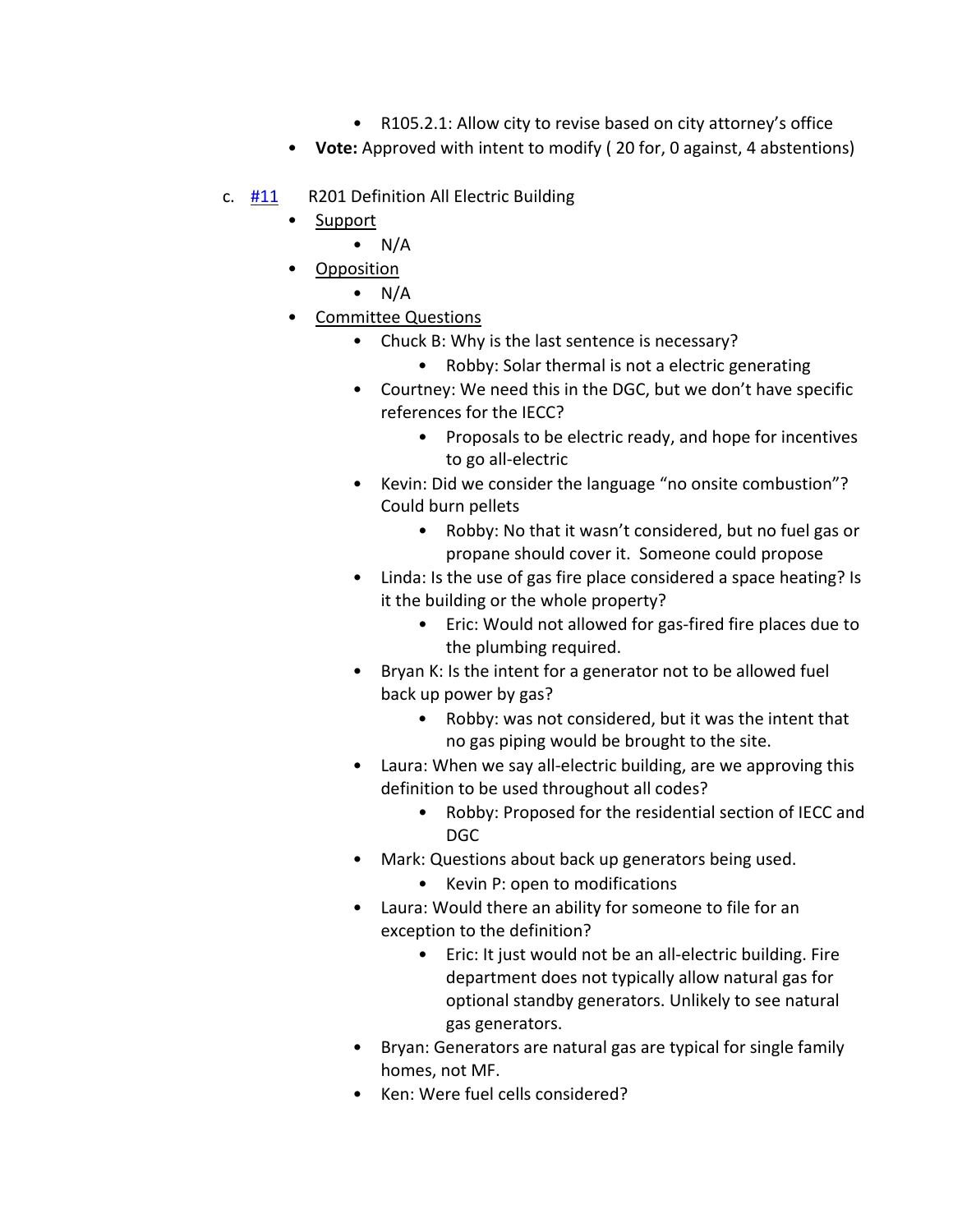- R105.2.1: Allow city to revise based on city attorney's office
    - **Vote:** Approved with intent to modify ( 20 for, 0 against, 4 abstentions)

c. [#11](#) R201 Definition All Electric Building
    - Support
        - N/A
    - Opposition
        - N/A
    - Committee Questions
        - Chuck B: Why is the last sentence is necessary?
            - Robby: Solar thermal is not a electric generating
        - Courtney: We need this in the DGC, but we don't have specific references for the IECC?
            - Proposals to be electric ready, and hope for incentives to go all-electric
        - Kevin: Did we consider the language "no onsite combustion"? Could burn pellets
            - Robby: No that it wasn't considered, but no fuel gas or propane should cover it. Someone could propose
        - Linda: Is the use of gas fire place considered a space heating? Is it the building or the whole property?
            - Eric: Would not allowed for gas-fired fire places due to the plumbing required.
        - Bryan K: Is the intent for a generator not to be allowed fuel back up power by gas?
            - Robby: was not considered, but it was the intent that no gas piping would be brought to the site.
        - Laura: When we say all-electric building, are we approving this definition to be used throughout all codes?
            - Robby: Proposed for the residential section of IECC and DGC
        - Mark: Questions about back up generators being used.
            - Kevin P: open to modifications
        - Laura: Would there an ability for someone to file for an exception to the definition?
            - Eric: It just would not be an all-electric building. Fire department does not typically allow natural gas for optional standby generators. Unlikely to see natural gas generators.
        - Bryan: Generators are natural gas are typical for single family homes, not MF.
        - Ken: Were fuel cells considered?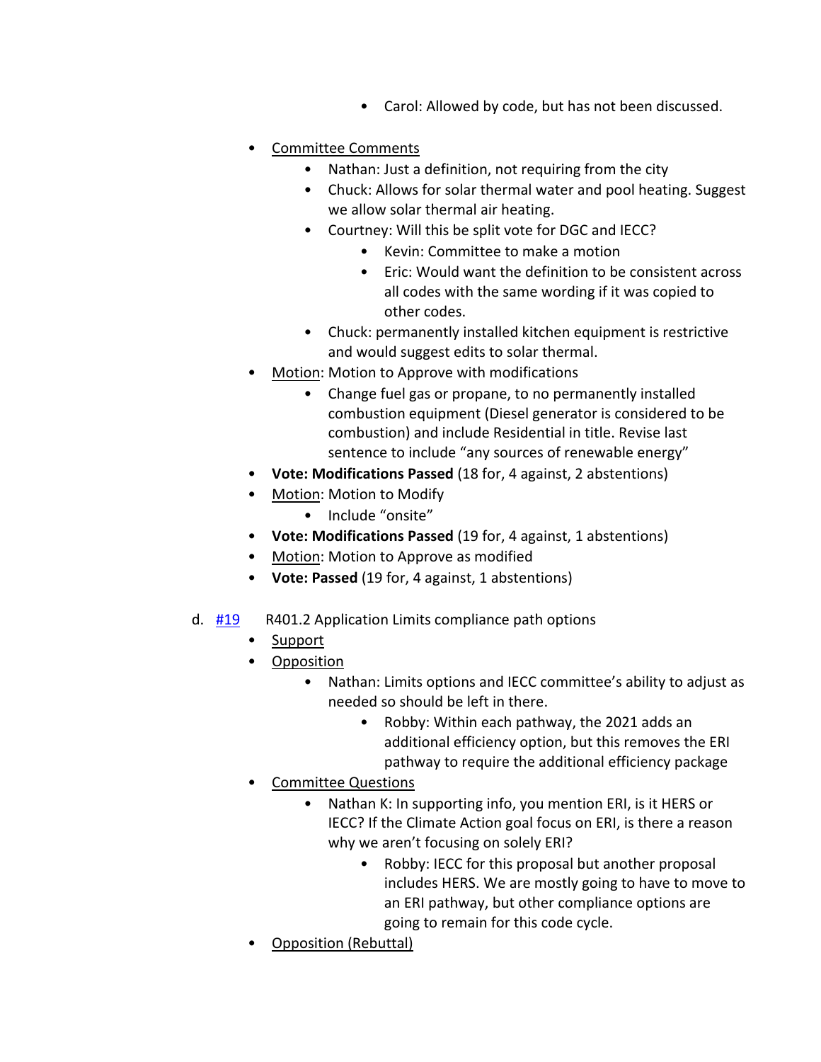- Carol: Allowed by code, but has not been discussed.

- <u>Committee Comments</u>
    - Nathan: Just a definition, not requiring from the city
    - Chuck: Allows for solar thermal water and pool heating. Suggest we allow solar thermal air heating.
    - Courtney: Will this be split vote for DGC and IECC?
        - Kevin: Committee to make a motion
        - Eric: Would want the definition to be consistent across all codes with the same wording if it was copied to other codes.
    - Chuck: permanently installed kitchen equipment is restrictive and would suggest edits to solar thermal.
- <u>Motion</u>: Motion to Approve with modifications
    - Change fuel gas or propane, to no permanently installed combustion equipment (Diesel generator is considered to be combustion) and include Residential in title. Revise last sentence to include "any sources of renewable energy"
- **Vote: Modifications Passed** (18 for, 4 against, 2 abstentions)
- <u>Motion</u>: Motion to Modify
    - Include "onsite"
- **Vote: Modifications Passed** (19 for, 4 against, 1 abstentions)
- <u>Motion</u>: Motion to Approve as modified
- **Vote: Passed** (19 for, 4 against, 1 abstentions)

d. [#19] R401.2 Application Limits compliance path options

- <u>Support</u>
- <u>Opposition</u>
    - Nathan: Limits options and IECC committee's ability to adjust as needed so should be left in there.
        - Robby: Within each pathway, the 2021 adds an additional efficiency option, but this removes the ERI pathway to require the additional efficiency package
- <u>Committee Questions</u>
    - Nathan K: In supporting info, you mention ERI, is it HERS or IECC? If the Climate Action goal focus on ERI, is there a reason why we aren't focusing on solely ERI?
        - Robby: IECC for this proposal but another proposal includes HERS. We are mostly going to have to move to an ERI pathway, but other compliance options are going to remain for this code cycle.
- <u>Opposition (Rebuttal)</u>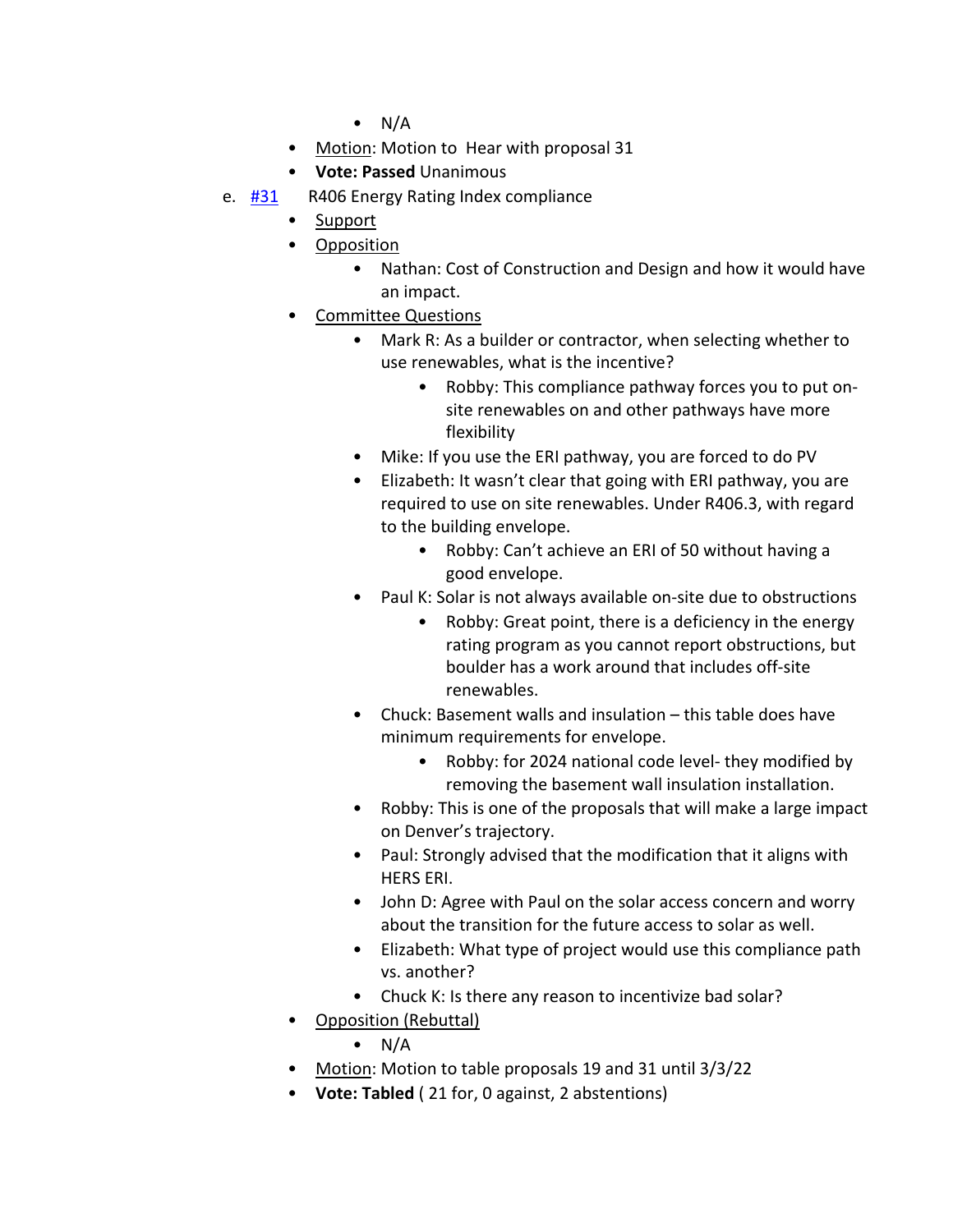- N/A
  - Motion: Motion to  Hear with proposal 31
  - **Vote: Passed** Unanimous

e. #31 R406 Energy Rating Index compliance
  - Support
  - Opposition
    - Nathan: Cost of Construction and Design and how it would have an impact.
  - Committee Questions
    - Mark R: As a builder or contractor, when selecting whether to use renewables, what is the incentive?
      - Robby: This compliance pathway forces you to put on-site renewables on and other pathways have more flexibility
    - Mike: If you use the ERI pathway, you are forced to do PV
    - Elizabeth: It wasn't clear that going with ERI pathway, you are required to use on site renewables. Under R406.3, with regard to the building envelope.
      - Robby: Can't achieve an ERI of 50 without having a good envelope.
    - Paul K: Solar is not always available on-site due to obstructions
      - Robby: Great point, there is a deficiency in the energy rating program as you cannot report obstructions, but boulder has a work around that includes off-site renewables.
    - Chuck: Basement walls and insulation – this table does have minimum requirements for envelope.
      - Robby: for 2024 national code level- they modified by removing the basement wall insulation installation.
    - Robby: This is one of the proposals that will make a large impact on Denver's trajectory.
    - Paul: Strongly advised that the modification that it aligns with HERS ERI.
    - John D: Agree with Paul on the solar access concern and worry about the transition for the future access to solar as well.
    - Elizabeth: What type of project would use this compliance path vs. another?
    - Chuck K: Is there any reason to incentivize bad solar?
  - Opposition (Rebuttal)
    - N/A
  - Motion: Motion to table proposals 19 and 31 until 3/3/22
  - **Vote: Tabled** ( 21 for, 0 against, 2 abstentions)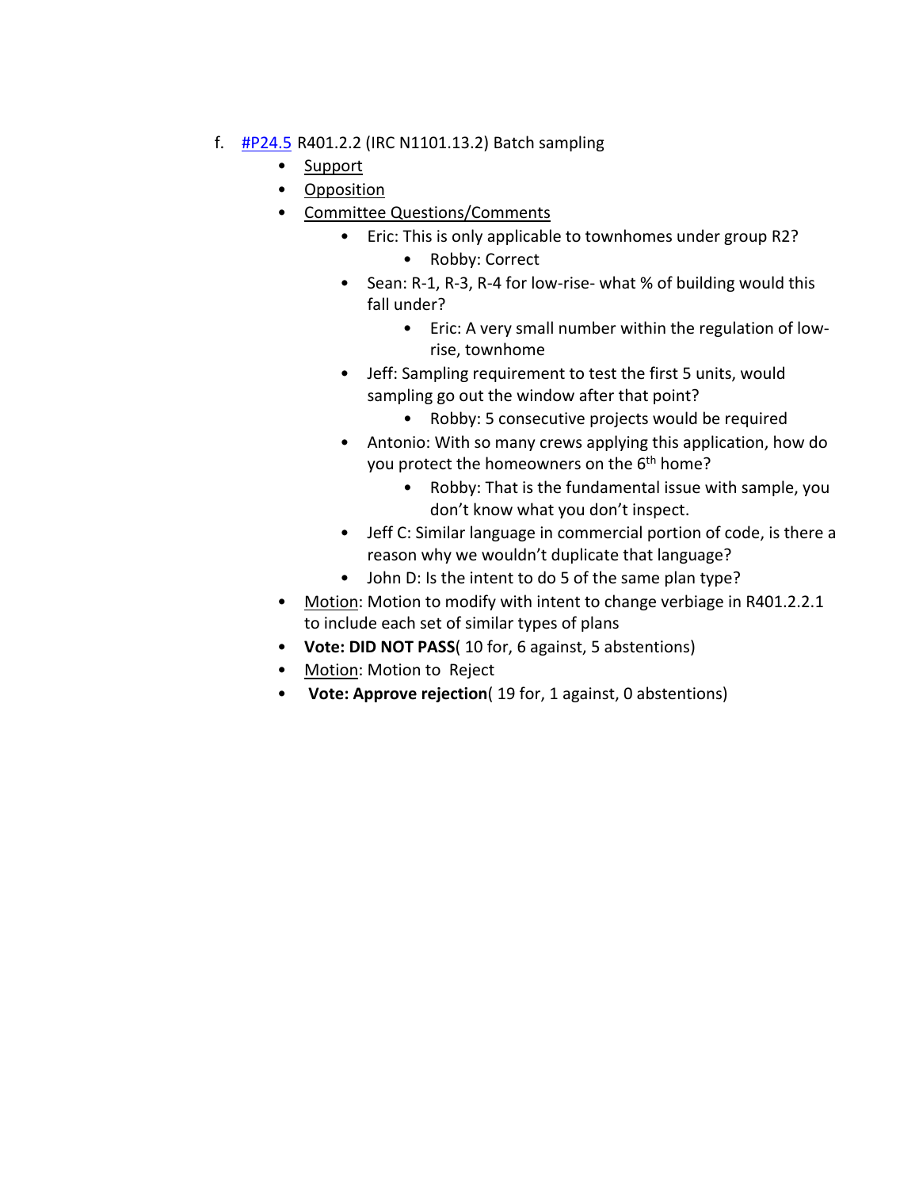f. #P24.5 R401.2.2 (IRC N1101.13.2) Batch sampling

- Support
- Opposition
- Committee Questions/Comments
    - Eric: This is only applicable to townhomes under group R2?
        - Robby: Correct
    - Sean: R-1, R-3, R-4 for low-rise- what % of building would this fall under?
        - Eric: A very small number within the regulation of low-rise, townhome
    - Jeff: Sampling requirement to test the first 5 units, would sampling go out the window after that point?
        - Robby: 5 consecutive projects would be required
    - Antonio: With so many crews applying this application, how do you protect the homeowners on the 6th home?
        - Robby: That is the fundamental issue with sample, you don't know what you don't inspect.
    - Jeff C: Similar language in commercial portion of code, is there a reason why we wouldn't duplicate that language?
    - John D: Is the intent to do 5 of the same plan type?
- Motion: Motion to modify with intent to change verbiage in R401.2.2.1 to include each set of similar types of plans
- **Vote: DID NOT PASS**( 10 for, 6 against, 5 abstentions)
- Motion: Motion to Reject
- **Vote: Approve rejection**( 19 for, 1 against, 0 abstentions)